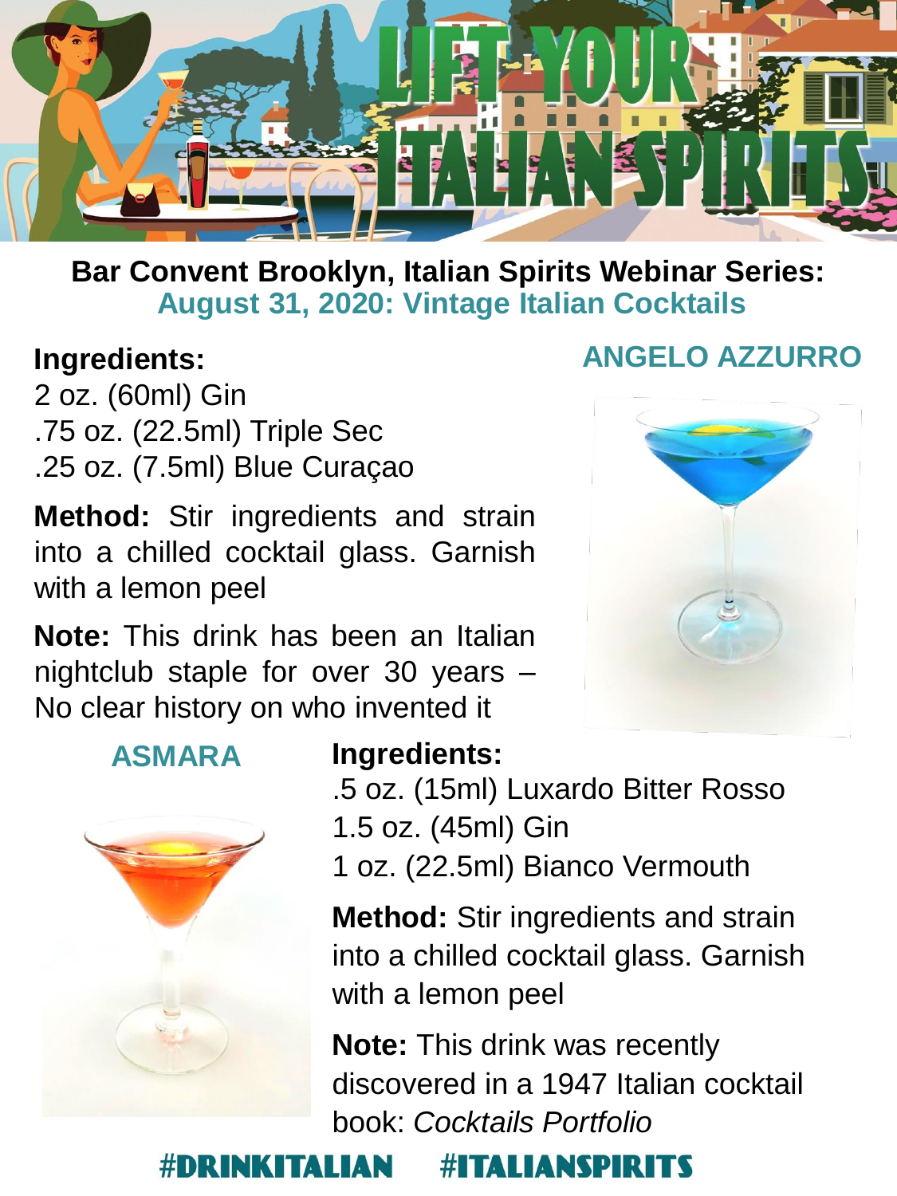# LIFT YOUR ITALIAN SPIRITS

**Bar Convent Brooklyn, Italian Spirits Webinar Series:**
**August 31, 2020: Vintage Italian Cocktails**

## ANGELO AZZURRO

**Ingredients:**

2 oz. (60ml) Gin
.75 oz. (22.5ml) Triple Sec
.25 oz. (7.5ml) Blue Curaçao

**Method:** Stir ingredients and strain into a chilled cocktail glass. Garnish with a lemon peel

**Note:** This drink has been an Italian nightclub staple for over 30 years – No clear history on who invented it

## ASMARA

**Ingredients:**

.5 oz. (15ml) Luxardo Bitter Rosso
1.5 oz. (45ml) Gin
1 oz. (22.5ml) Bianco Vermouth

**Method:** Stir ingredients and strain into a chilled cocktail glass. Garnish with a lemon peel

**Note:** This drink was recently discovered in a 1947 Italian cocktail book: *Cocktails Portfolio*

#DRINKITALIAN #ITALIANSPIRITS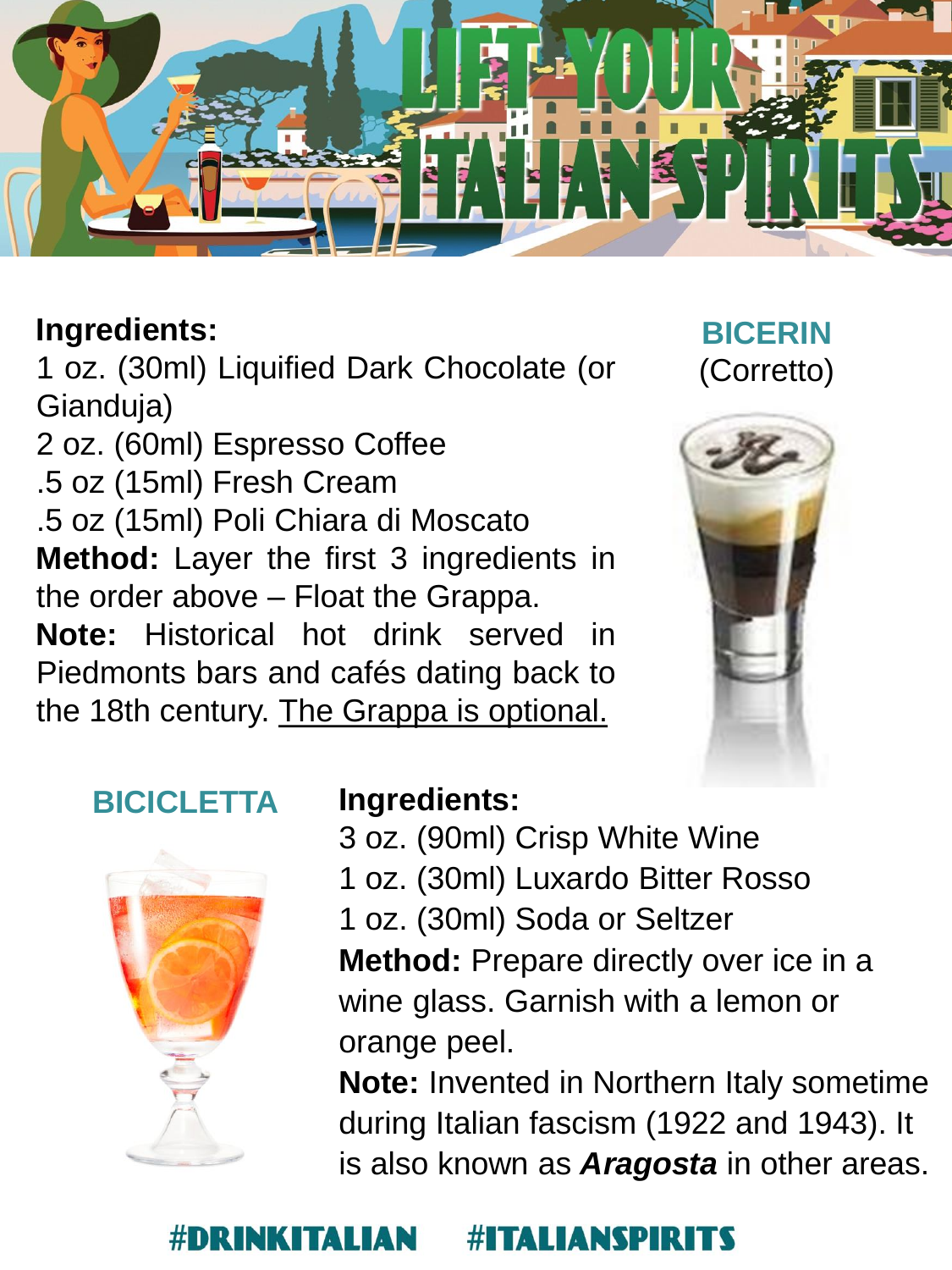# LIFT YOUR ITALIAN SPIRITS

## BICERIN
(Corretto)

**Ingredients:**
1 oz. (30ml) Liquified Dark Chocolate (or Gianduja)
2 oz. (60ml) Espresso Coffee
.5 oz (15ml) Fresh Cream
.5 oz (15ml) Poli Chiara di Moscato

**Method:** Layer the first 3 ingredients in the order above – Float the Grappa.

**Note:** Historical hot drink served in Piedmonts bars and cafés dating back to the 18th century. <u>The Grappa is optional.</u>

## BICICLETTA

**Ingredients:**
3 oz. (90ml) Crisp White Wine
1 oz. (30ml) Luxardo Bitter Rosso
1 oz. (30ml) Soda or Seltzer

**Method:** Prepare directly over ice in a wine glass. Garnish with a lemon or orange peel.

**Note:** Invented in Northern Italy sometime during Italian fascism (1922 and 1943). It is also known as ***Aragosta*** in other areas.

#DRINKITALIAN #ITALIANSPIRITS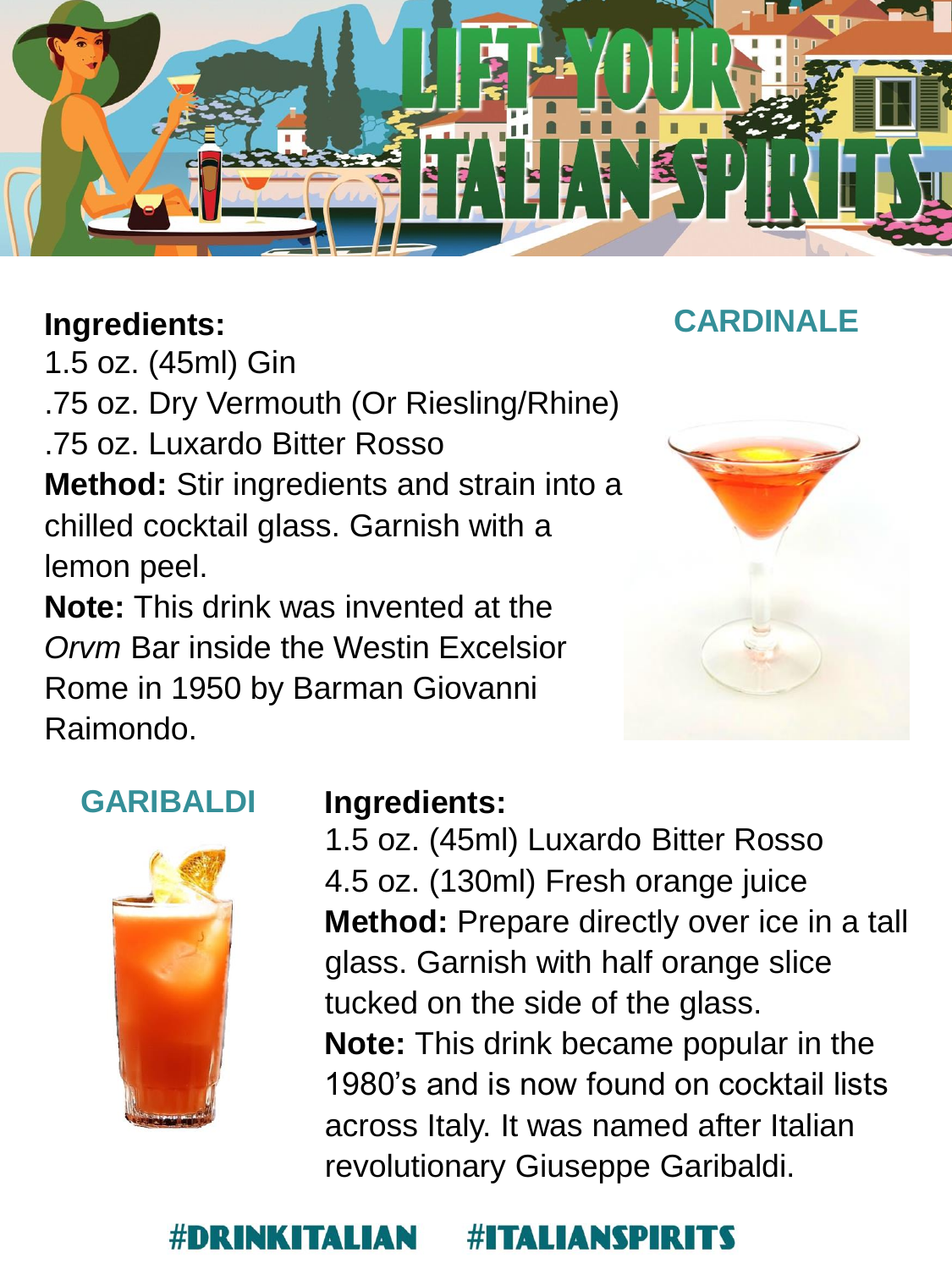# LIFT YOUR ITALIAN SPIRITS

## CARDINALE

**Ingredients:**
1.5 oz. (45ml) Gin
.75 oz. Dry Vermouth (Or Riesling/Rhine)
.75 oz. Luxardo Bitter Rosso

**Method:** Stir ingredients and strain into a chilled cocktail glass. Garnish with a lemon peel.

**Note:** This drink was invented at the *Orvm* Bar inside the Westin Excelsior Rome in 1950 by Barman Giovanni Raimondo.

## GARIBALDI

**Ingredients:**
1.5 oz. (45ml) Luxardo Bitter Rosso
4.5 oz. (130ml) Fresh orange juice

**Method:** Prepare directly over ice in a tall glass. Garnish with half orange slice tucked on the side of the glass.

**Note:** This drink became popular in the 1980's and is now found on cocktail lists across Italy. It was named after Italian revolutionary Giuseppe Garibaldi.

#DRINKITALIAN #ITALIANSPIRITS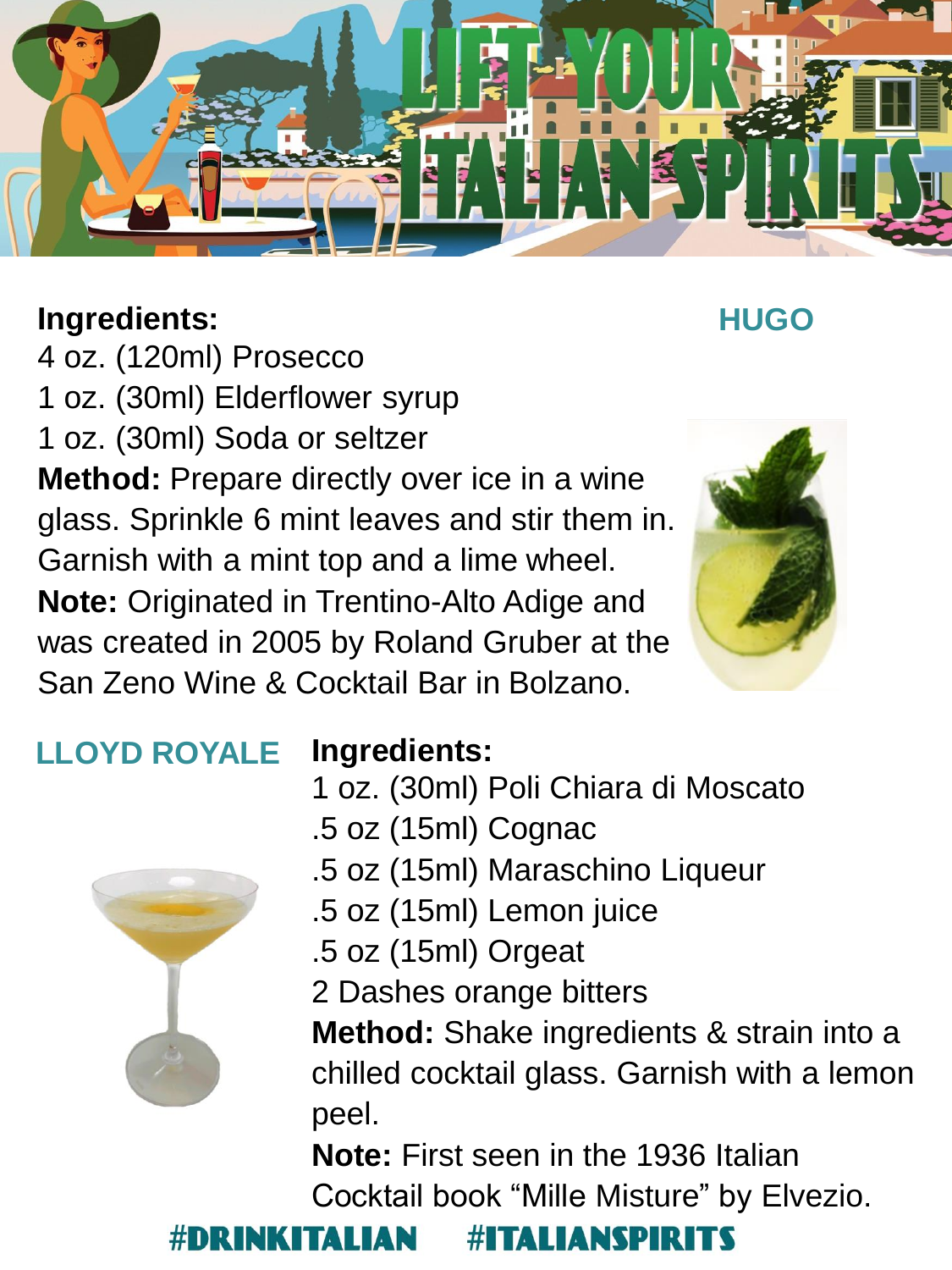# LIFT YOUR ITALIAN SPIRITS

## HUGO

**Ingredients:**

4 oz. (120ml) Prosecco
1 oz. (30ml) Elderflower syrup
1 oz. (30ml) Soda or seltzer

**Method:** Prepare directly over ice in a wine glass. Sprinkle 6 mint leaves and stir them in. Garnish with a mint top and a lime wheel.

**Note:** Originated in Trentino-Alto Adige and was created in 2005 by Roland Gruber at the San Zeno Wine & Cocktail Bar in Bolzano.

## LLOYD ROYALE

**Ingredients:**

1 oz. (30ml) Poli Chiara di Moscato
.5 oz (15ml) Cognac
.5 oz (15ml) Maraschino Liqueur
.5 oz (15ml) Lemon juice
.5 oz (15ml) Orgeat
2 Dashes orange bitters

**Method:** Shake ingredients & strain into a chilled cocktail glass. Garnish with a lemon peel.

**Note:** First seen in the 1936 Italian Cocktail book "Mille Misture" by Elvezio.

#DRINKITALIAN #ITALIANSPIRITS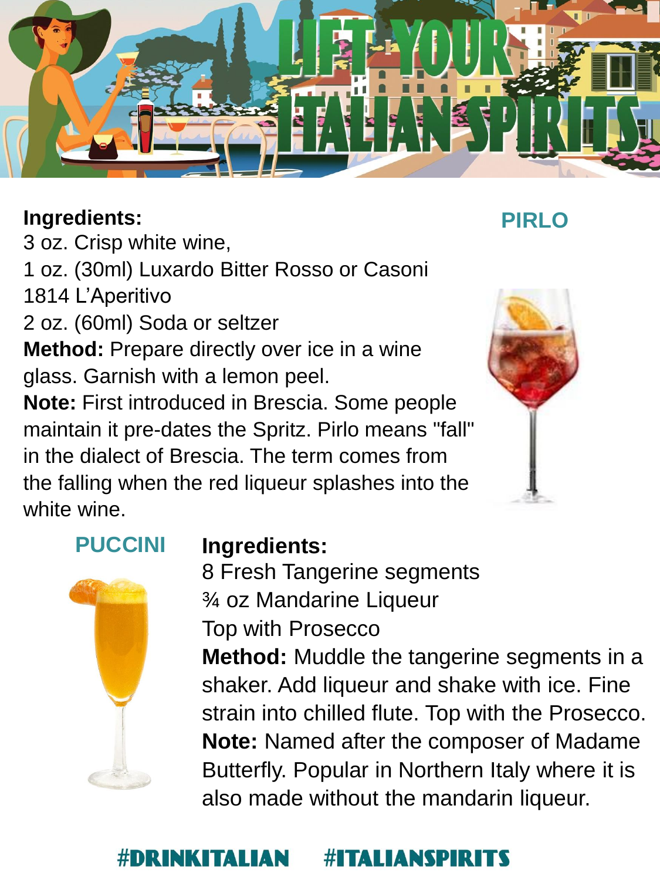# LIFT YOUR ITALIAN SPIRITS

## PIRLO

**Ingredients:**
3 oz. Crisp white wine,
1 oz. (30ml) Luxardo Bitter Rosso or Casoni 1814 L'Aperitivo
2 oz. (60ml) Soda or seltzer

**Method:** Prepare directly over ice in a wine glass. Garnish with a lemon peel.

**Note:** First introduced in Brescia. Some people maintain it pre-dates the Spritz. Pirlo means "fall" in the dialect of Brescia. The term comes from the falling when the red liqueur splashes into the white wine.

## PUCCINI

**Ingredients:**
8 Fresh Tangerine segments
¾ oz Mandarine Liqueur
Top with Prosecco

**Method:** Muddle the tangerine segments in a shaker. Add liqueur and shake with ice. Fine strain into chilled flute. Top with the Prosecco.

**Note:** Named after the composer of Madame Butterfly. Popular in Northern Italy where it is also made without the mandarin liqueur.

#DRINKITALIAN #ITALIANSPIRITS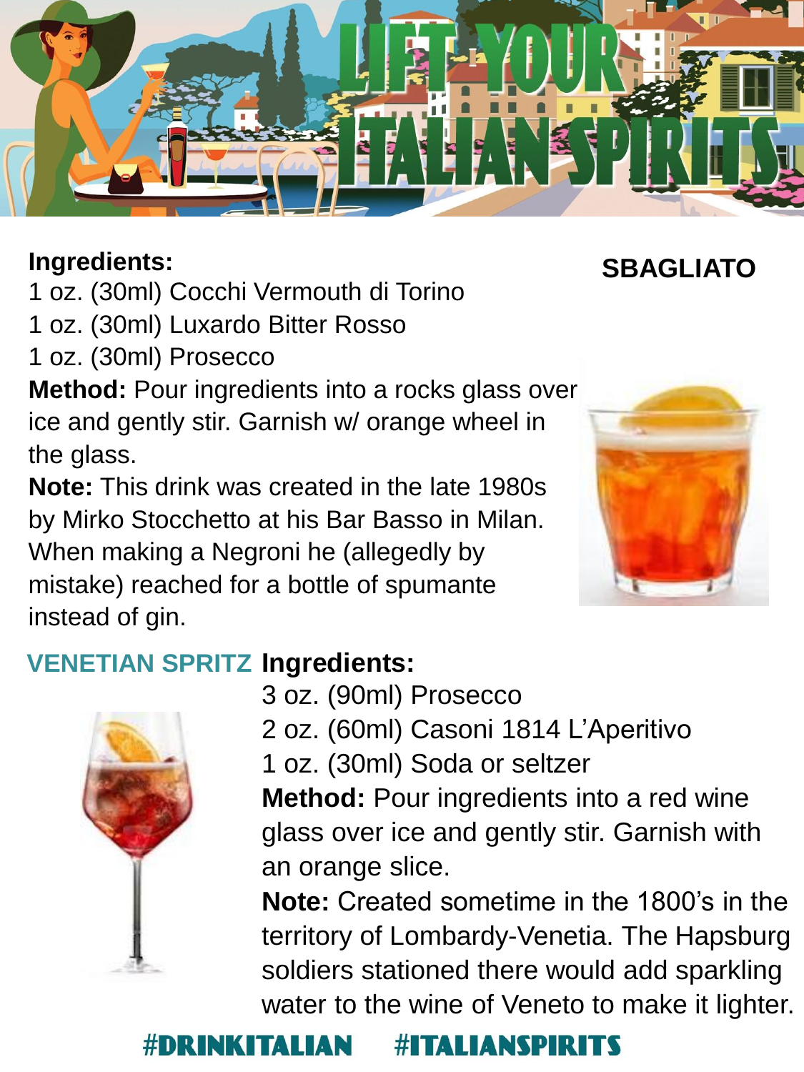# LIFT YOUR ITALIAN SPIRITS

## SBAGLIATO

**Ingredients:**

1 oz. (30ml) Cocchi Vermouth di Torino
1 oz. (30ml) Luxardo Bitter Rosso
1 oz. (30ml) Prosecco

**Method:** Pour ingredients into a rocks glass over ice and gently stir. Garnish w/ orange wheel in the glass.

**Note:** This drink was created in the late 1980s by Mirko Stocchetto at his Bar Basso in Milan. When making a Negroni he (allegedly by mistake) reached for a bottle of spumante instead of gin.

## VENETIAN SPRITZ

**Ingredients:**

3 oz. (90ml) Prosecco
2 oz. (60ml) Casoni 1814 L'Aperitivo
1 oz. (30ml) Soda or seltzer

**Method:** Pour ingredients into a red wine glass over ice and gently stir. Garnish with an orange slice.

**Note:** Created sometime in the 1800's in the territory of Lombardy-Venetia. The Hapsburg soldiers stationed there would add sparkling water to the wine of Veneto to make it lighter.

#DRINKITALIAN #ITALIANSPIRITS